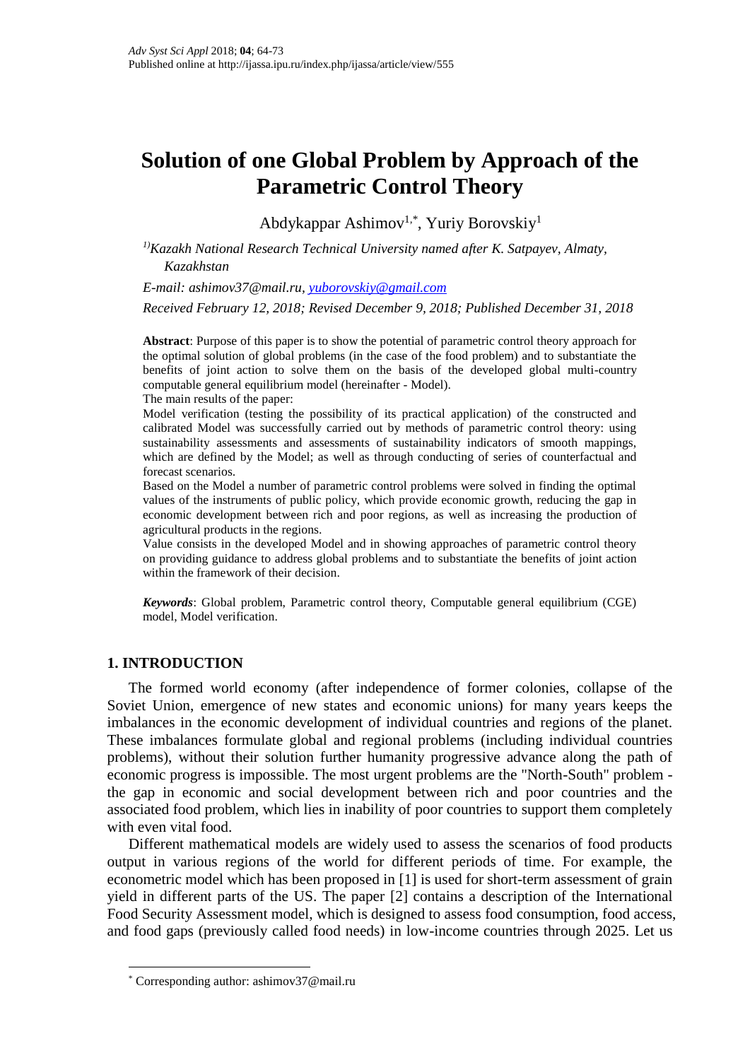# Solution of one Global Problem by Approach of the Parametric Control Theory

Abdykappar Ashimov[1,*], Yuriy Borovskiy[1]

[1)]*Kazakh National Research Technical University named after K. Satpayev, Almaty, Kazakhstan*

*E-mail: ashimov37@mail.ru, yuborovskiy@gmail.com*

*Received February 12, 2018; Revised December 9, 2018; Published December 31, 2018*

**Abstract**: Purpose of this paper is to show the potential of parametric control theory approach for the optimal solution of global problems (in the case of the food problem) and to substantiate the benefits of joint action to solve them on the basis of the developed global multi-country computable general equilibrium model (hereinafter - Model).

The main results of the paper:

Model verification (testing the possibility of its practical application) of the constructed and calibrated Model was successfully carried out by methods of parametric control theory: using sustainability assessments and assessments of sustainability indicators of smooth mappings, which are defined by the Model; as well as through conducting of series of counterfactual and forecast scenarios.

Based on the Model a number of parametric control problems were solved in finding the optimal values of the instruments of public policy, which provide economic growth, reducing the gap in economic development between rich and poor regions, as well as increasing the production of agricultural products in the regions.

Value consists in the developed Model and in showing approaches of parametric control theory on providing guidance to address global problems and to substantiate the benefits of joint action within the framework of their decision.

***Keywords***: Global problem, Parametric control theory, Computable general equilibrium (CGE) model, Model verification.

## 1. INTRODUCTION

The formed world economy (after independence of former colonies, collapse of the Soviet Union, emergence of new states and economic unions) for many years keeps the imbalances in the economic development of individual countries and regions of the planet. These imbalances formulate global and regional problems (including individual countries problems), without their solution further humanity progressive advance along the path of economic progress is impossible. The most urgent problems are the "North-South" problem - the gap in economic and social development between rich and poor countries and the associated food problem, which lies in inability of poor countries to support them completely with even vital food.

Different mathematical models are widely used to assess the scenarios of food products output in various regions of the world for different periods of time. For example, the econometric model which has been proposed in [1] is used for short-term assessment of grain yield in different parts of the US. The paper [2] contains a description of the International Food Security Assessment model, which is designed to assess food consumption, food access, and food gaps (previously called food needs) in low-income countries through 2025. Let us

[*] Corresponding author: ashimov37@mail.ru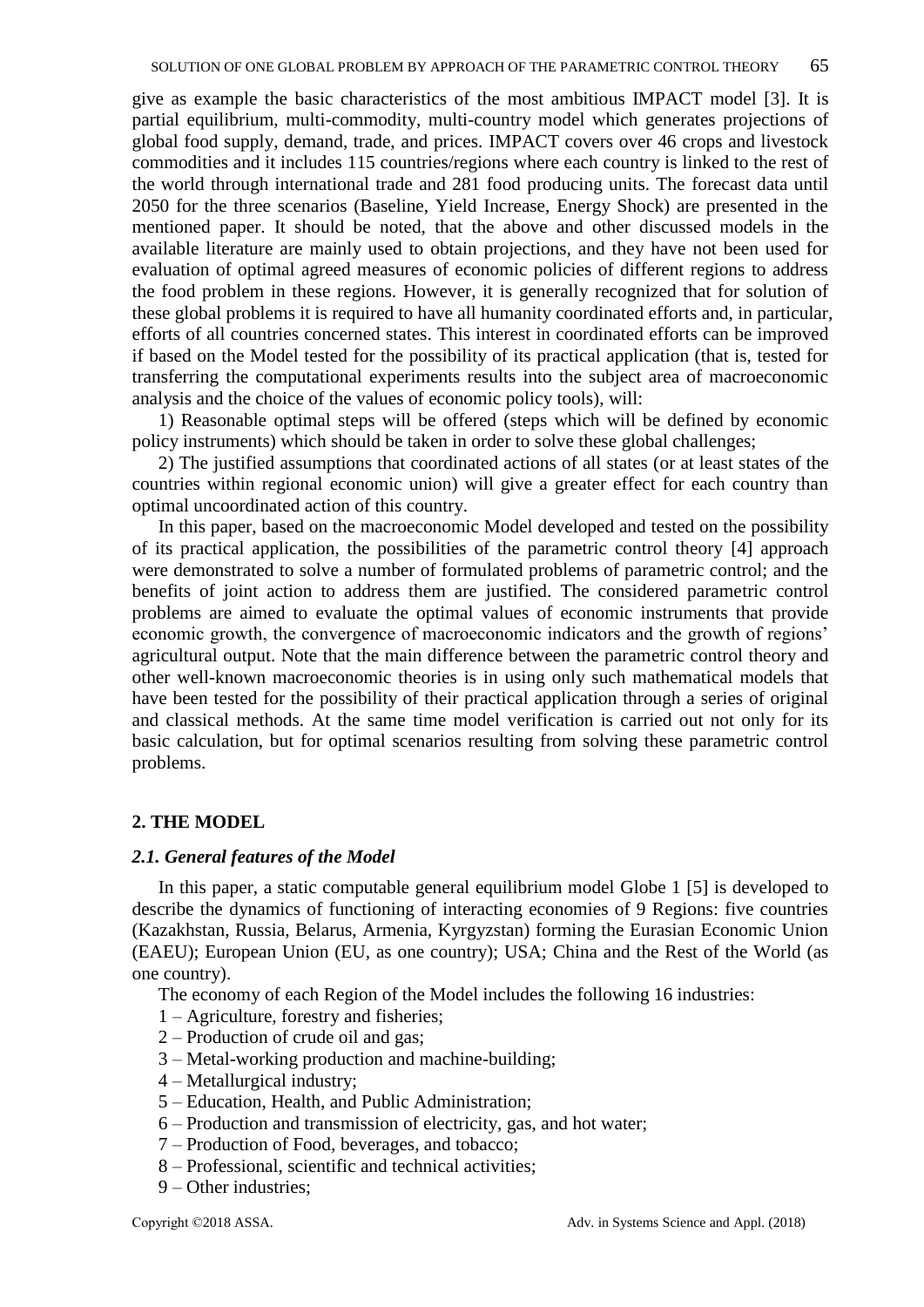give as example the basic characteristics of the most ambitious IMPACT model [3]. It is partial equilibrium, multi-commodity, multi-country model which generates projections of global food supply, demand, trade, and prices. IMPACT covers over 46 crops and livestock commodities and it includes 115 countries/regions where each country is linked to the rest of the world through international trade and 281 food producing units. The forecast data until 2050 for the three scenarios (Baseline, Yield Increase, Energy Shock) are presented in the mentioned paper. It should be noted, that the above and other discussed models in the available literature are mainly used to obtain projections, and they have not been used for evaluation of optimal agreed measures of economic policies of different regions to address the food problem in these regions. However, it is generally recognized that for solution of these global problems it is required to have all humanity coordinated efforts and, in particular, efforts of all countries concerned states. This interest in coordinated efforts can be improved if based on the Model tested for the possibility of its practical application (that is, tested for transferring the computational experiments results into the subject area of macroeconomic analysis and the choice of the values of economic policy tools), will:

1) Reasonable optimal steps will be offered (steps which will be defined by economic policy instruments) which should be taken in order to solve these global challenges;

2) The justified assumptions that coordinated actions of all states (or at least states of the countries within regional economic union) will give a greater effect for each country than optimal uncoordinated action of this country.

In this paper, based on the macroeconomic Model developed and tested on the possibility of its practical application, the possibilities of the parametric control theory [4] approach were demonstrated to solve a number of formulated problems of parametric control; and the benefits of joint action to address them are justified. The considered parametric control problems are aimed to evaluate the optimal values of economic instruments that provide economic growth, the convergence of macroeconomic indicators and the growth of regions' agricultural output. Note that the main difference between the parametric control theory and other well-known macroeconomic theories is in using only such mathematical models that have been tested for the possibility of their practical application through a series of original and classical methods. At the same time model verification is carried out not only for its basic calculation, but for optimal scenarios resulting from solving these parametric control problems.

## 2. THE MODEL

### *2.1. General features of the Model*

In this paper, a static computable general equilibrium model Globe 1 [5] is developed to describe the dynamics of functioning of interacting economies of 9 Regions: five countries (Kazakhstan, Russia, Belarus, Armenia, Kyrgyzstan) forming the Eurasian Economic Union (EAEU); European Union (EU, as one country); USA; China and the Rest of the World (as one country).

The economy of each Region of the Model includes the following 16 industries:

1 – Agriculture, forestry and fisheries;
2 – Production of crude oil and gas;
3 – Metal-working production and machine-building;
4 – Metallurgical industry;
5 – Education, Health, and Public Administration;
6 – Production and transmission of electricity, gas, and hot water;
7 – Production of Food, beverages, and tobacco;
8 – Professional, scientific and technical activities;
9 – Other industries;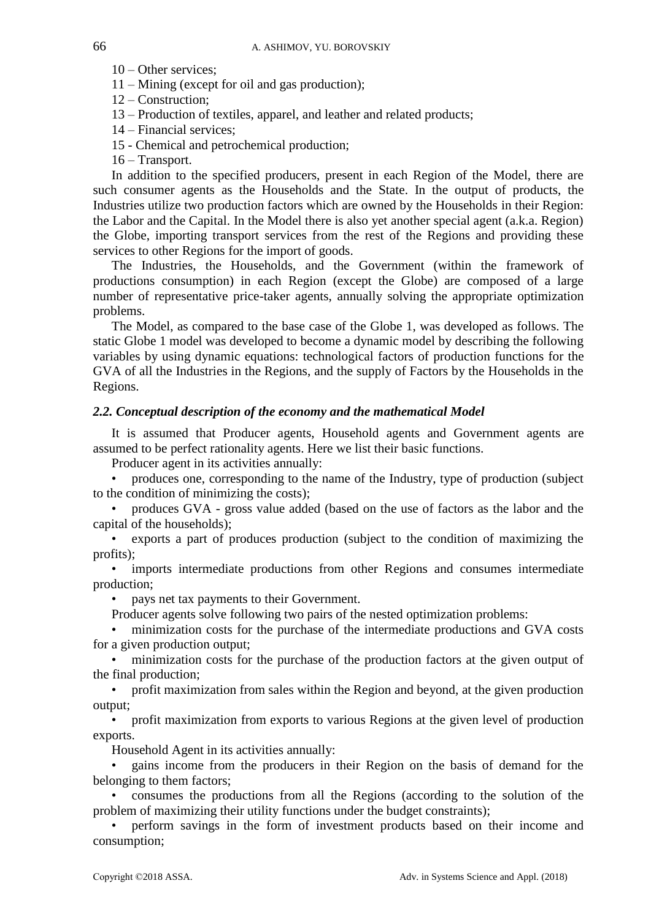10 – Other services;

11 – Mining (except for oil and gas production);

12 – Construction;

13 – Production of textiles, apparel, and leather and related products;

14 – Financial services;

15 - Chemical and petrochemical production;

16 – Transport.

In addition to the specified producers, present in each Region of the Model, there are such consumer agents as the Households and the State. In the output of products, the Industries utilize two production factors which are owned by the Households in their Region: the Labor and the Capital. In the Model there is also yet another special agent (a.k.a. Region) the Globe, importing transport services from the rest of the Regions and providing these services to other Regions for the import of goods.

The Industries, the Households, and the Government (within the framework of productions consumption) in each Region (except the Globe) are composed of a large number of representative price-taker agents, annually solving the appropriate optimization problems.

The Model, as compared to the base case of the Globe 1, was developed as follows. The static Globe 1 model was developed to become a dynamic model by describing the following variables by using dynamic equations: technological factors of production functions for the GVA of all the Industries in the Regions, and the supply of Factors by the Households in the Regions.

### *2.2. Conceptual description of the economy and the mathematical Model*

It is assumed that Producer agents, Household agents and Government agents are assumed to be perfect rationality agents. Here we list their basic functions.

Producer agent in its activities annually:

- produces one, corresponding to the name of the Industry, type of production (subject to the condition of minimizing the costs);
- produces GVA - gross value added (based on the use of factors as the labor and the capital of the households);
- exports a part of produces production (subject to the condition of maximizing the profits);
- imports intermediate productions from other Regions and consumes intermediate production;
- pays net tax payments to their Government.

Producer agents solve following two pairs of the nested optimization problems:

- minimization costs for the purchase of the intermediate productions and GVA costs for a given production output;
- minimization costs for the purchase of the production factors at the given output of the final production;
- profit maximization from sales within the Region and beyond, at the given production output;
- profit maximization from exports to various Regions at the given level of production exports.

Household Agent in its activities annually:

- gains income from the producers in their Region on the basis of demand for the belonging to them factors;
- consumes the productions from all the Regions (according to the solution of the problem of maximizing their utility functions under the budget constraints);
- perform savings in the form of investment products based on their income and consumption;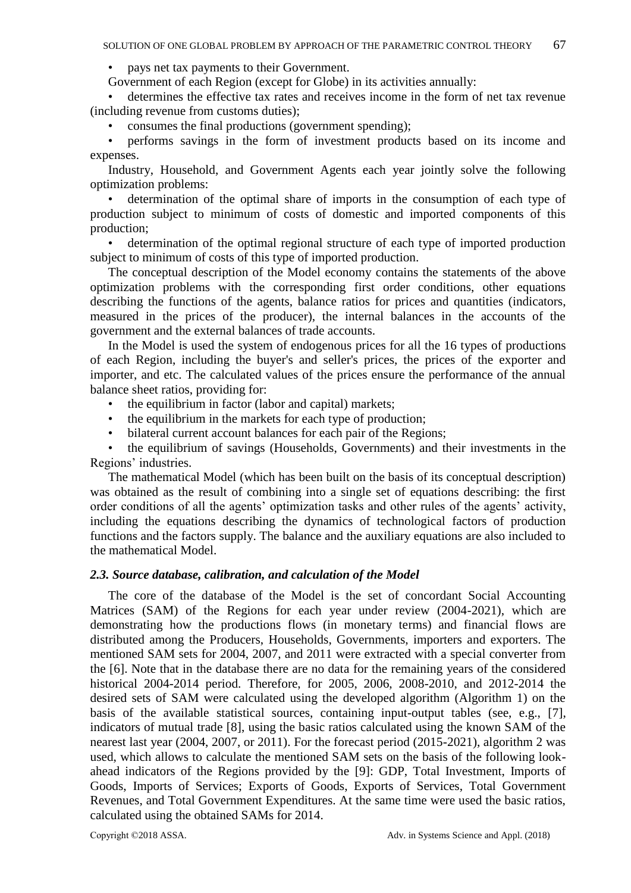- pays net tax payments to their Government.

Government of each Region (except for Globe) in its activities annually:

- determines the effective tax rates and receives income in the form of net tax revenue (including revenue from customs duties);
- consumes the final productions (government spending);
- performs savings in the form of investment products based on its income and expenses.

Industry, Household, and Government Agents each year jointly solve the following optimization problems:

- determination of the optimal share of imports in the consumption of each type of production subject to minimum of costs of domestic and imported components of this production;
- determination of the optimal regional structure of each type of imported production subject to minimum of costs of this type of imported production.

The conceptual description of the Model economy contains the statements of the above optimization problems with the corresponding first order conditions, other equations describing the functions of the agents, balance ratios for prices and quantities (indicators, measured in the prices of the producer), the internal balances in the accounts of the government and the external balances of trade accounts.

In the Model is used the system of endogenous prices for all the 16 types of productions of each Region, including the buyer's and seller's prices, the prices of the exporter and importer, and etc. The calculated values of the prices ensure the performance of the annual balance sheet ratios, providing for:

- the equilibrium in factor (labor and capital) markets;
- the equilibrium in the markets for each type of production;
- bilateral current account balances for each pair of the Regions;
- the equilibrium of savings (Households, Governments) and their investments in the Regions' industries.

The mathematical Model (which has been built on the basis of its conceptual description) was obtained as the result of combining into a single set of equations describing: the first order conditions of all the agents' optimization tasks and other rules of the agents' activity, including the equations describing the dynamics of technological factors of production functions and the factors supply. The balance and the auxiliary equations are also included to the mathematical Model.

### *2.3. Source database, calibration, and calculation of the Model*

The core of the database of the Model is the set of concordant Social Accounting Matrices (SAM) of the Regions for each year under review (2004-2021), which are demonstrating how the productions flows (in monetary terms) and financial flows are distributed among the Producers, Households, Governments, importers and exporters. The mentioned SAM sets for 2004, 2007, and 2011 were extracted with a special converter from the [6]. Note that in the database there are no data for the remaining years of the considered historical 2004-2014 period. Therefore, for 2005, 2006, 2008-2010, and 2012-2014 the desired sets of SAM were calculated using the developed algorithm (Algorithm 1) on the basis of the available statistical sources, containing input-output tables (see, e.g., [7], indicators of mutual trade [8], using the basic ratios calculated using the known SAM of the nearest last year (2004, 2007, or 2011). For the forecast period (2015-2021), algorithm 2 was used, which allows to calculate the mentioned SAM sets on the basis of the following look-ahead indicators of the Regions provided by the [9]: GDP, Total Investment, Imports of Goods, Imports of Services; Exports of Goods, Exports of Services, Total Government Revenues, and Total Government Expenditures. At the same time were used the basic ratios, calculated using the obtained SAMs for 2014.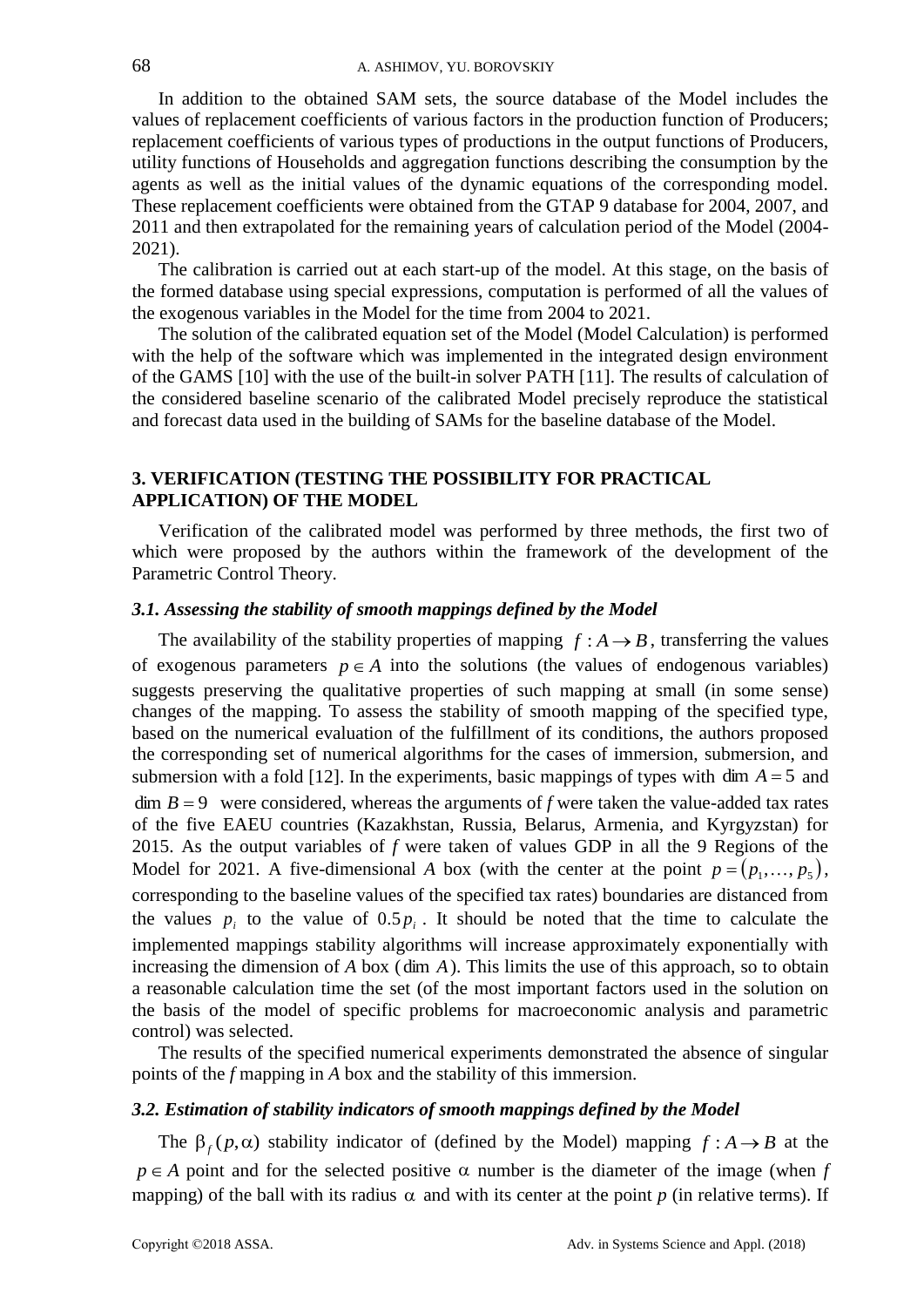In addition to the obtained SAM sets, the source database of the Model includes the values of replacement coefficients of various factors in the production function of Producers; replacement coefficients of various types of productions in the output functions of Producers, utility functions of Households and aggregation functions describing the consumption by the agents as well as the initial values of the dynamic equations of the corresponding model. These replacement coefficients were obtained from the GTAP 9 database for 2004, 2007, and 2011 and then extrapolated for the remaining years of calculation period of the Model (2004-2021).

The calibration is carried out at each start-up of the model. At this stage, on the basis of the formed database using special expressions, computation is performed of all the values of the exogenous variables in the Model for the time from 2004 to 2021.

The solution of the calibrated equation set of the Model (Model Calculation) is performed with the help of the software which was implemented in the integrated design environment of the GAMS [10] with the use of the built-in solver PATH [11]. The results of calculation of the considered baseline scenario of the calibrated Model precisely reproduce the statistical and forecast data used in the building of SAMs for the baseline database of the Model.

## 3. VERIFICATION (TESTING THE POSSIBILITY FOR PRACTICAL APPLICATION) OF THE MODEL

Verification of the calibrated model was performed by three methods, the first two of which were proposed by the authors within the framework of the development of the Parametric Control Theory.

### *3.1. Assessing the stability of smooth mappings defined by the Model*

The availability of the stability properties of mapping $f: A \rightarrow B$, transferring the values of exogenous parameters $p \in A$ into the solutions (the values of endogenous variables) suggests preserving the qualitative properties of such mapping at small (in some sense) changes of the mapping. To assess the stability of smooth mapping of the specified type, based on the numerical evaluation of the fulfillment of its conditions, the authors proposed the corresponding set of numerical algorithms for the cases of immersion, submersion, and submersion with a fold [12]. In the experiments, basic mappings of types with $\dim A = 5$ and $\dim B = 9$ were considered, whereas the arguments of *f* were taken the value-added tax rates of the five EAEU countries (Kazakhstan, Russia, Belarus, Armenia, and Kyrgyzstan) for 2015. As the output variables of *f* were taken of values GDP in all the 9 Regions of the Model for 2021. A five-dimensional *A* box (with the center at the point $p = (p_1, \ldots, p_5)$, corresponding to the baseline values of the specified tax rates) boundaries are distanced from the values $p_i$ to the value of $0.5 p_i$. It should be noted that the time to calculate the implemented mappings stability algorithms will increase approximately exponentially with increasing the dimension of *A* box ($\dim A$). This limits the use of this approach, so to obtain a reasonable calculation time the set (of the most important factors used in the solution on the basis of the model of specific problems for macroeconomic analysis and parametric control) was selected.

The results of the specified numerical experiments demonstrated the absence of singular points of the *f* mapping in *A* box and the stability of this immersion.

### *3.2. Estimation of stability indicators of smooth mappings defined by the Model*

The $\beta_f(p, \alpha)$ stability indicator of (defined by the Model) mapping $f: A \rightarrow B$ at the $p \in A$ point and for the selected positive $\alpha$ number is the diameter of the image (when *f* mapping) of the ball with its radius $\alpha$ and with its center at the point *p* (in relative terms). If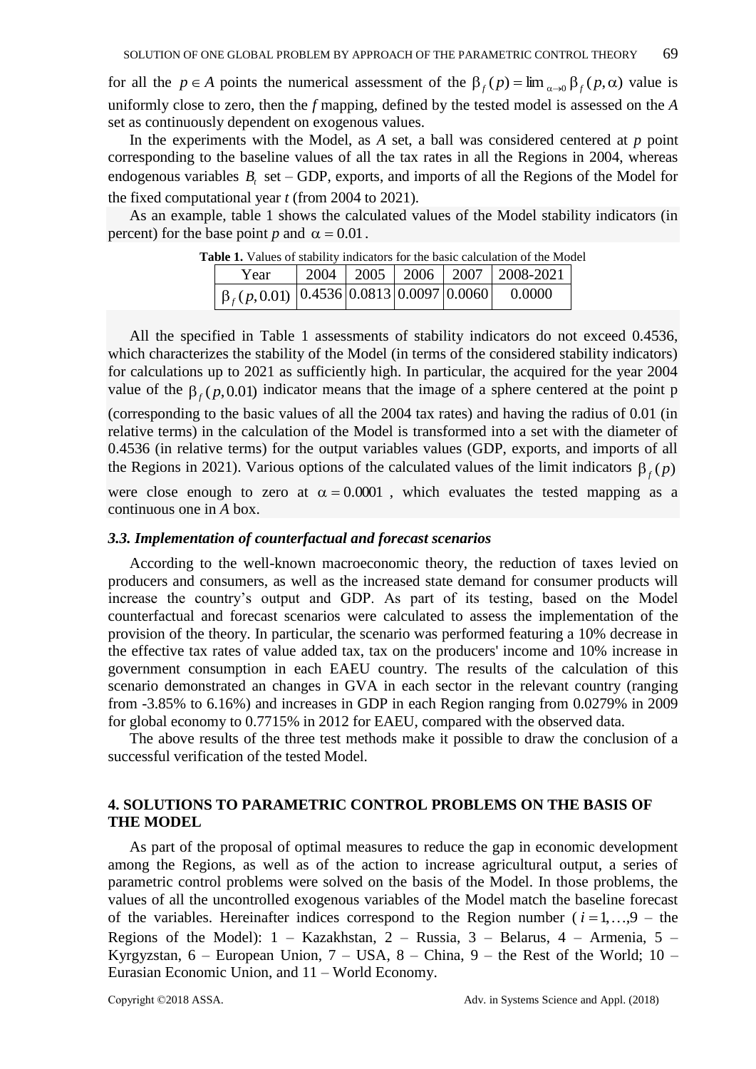for all the $p \in A$ points the numerical assessment of the $\beta_f(p) = \lim_{\alpha \to 0} \beta_f(p, \alpha)$ value is uniformly close to zero, then the *f* mapping, defined by the tested model is assessed on the *A* set as continuously dependent on exogenous values.

In the experiments with the Model, as *A* set, a ball was considered centered at *p* point corresponding to the baseline values of all the tax rates in all the Regions in 2004, whereas endogenous variables $B_t$ set – GDP, exports, and imports of all the Regions of the Model for the fixed computational year *t* (from 2004 to 2021).

As an example, table 1 shows the calculated values of the Model stability indicators (in percent) for the base point *p* and $\alpha = 0.01$.

**Table 1.** Values of stability indicators for the basic calculation of the Model

| Year | 2004 | 2005 | 2006 | 2007 | 2008-2021 |
|---|---|---|---|---|---|
| $\beta_f(p, 0.01)$ | 0.4536 | 0.0813 | 0.0097 | 0.0060 | 0.0000 |

All the specified in Table 1 assessments of stability indicators do not exceed 0.4536, which characterizes the stability of the Model (in terms of the considered stability indicators) for calculations up to 2021 as sufficiently high. In particular, the acquired for the year 2004 value of the $\beta_f(p, 0.01)$ indicator means that the image of a sphere centered at the point p (corresponding to the basic values of all the 2004 tax rates) and having the radius of 0.01 (in relative terms) in the calculation of the Model is transformed into a set with the diameter of 0.4536 (in relative terms) for the output variables values (GDP, exports, and imports of all the Regions in 2021). Various options of the calculated values of the limit indicators $\beta_f(p)$ were close enough to zero at $\alpha = 0.0001$, which evaluates the tested mapping as a continuous one in *A* box.

### *3.3. Implementation of counterfactual and forecast scenarios*

According to the well-known macroeconomic theory, the reduction of taxes levied on producers and consumers, as well as the increased state demand for consumer products will increase the country's output and GDP. As part of its testing, based on the Model counterfactual and forecast scenarios were calculated to assess the implementation of the provision of the theory. In particular, the scenario was performed featuring a 10% decrease in the effective tax rates of value added tax, tax on the producers' income and 10% increase in government consumption in each EAEU country. The results of the calculation of this scenario demonstrated an changes in GVA in each sector in the relevant country (ranging from -3.85% to 6.16%) and increases in GDP in each Region ranging from 0.0279% in 2009 for global economy to 0.7715% in 2012 for EAEU, compared with the observed data.

The above results of the three test methods make it possible to draw the conclusion of a successful verification of the tested Model.

## 4. SOLUTIONS TO PARAMETRIC CONTROL PROBLEMS ON THE BASIS OF THE MODEL

As part of the proposal of optimal measures to reduce the gap in economic development among the Regions, as well as of the action to increase agricultural output, a series of parametric control problems were solved on the basis of the Model. In those problems, the values of all the uncontrolled exogenous variables of the Model match the baseline forecast of the variables. Hereinafter indices correspond to the Region number ($i = 1, \ldots, 9$ – the Regions of the Model): 1 – Kazakhstan, 2 – Russia, 3 – Belarus, 4 – Armenia, 5 – Kyrgyzstan, 6 – European Union, 7 – USA, 8 – China, 9 – the Rest of the World; 10 – Eurasian Economic Union, and 11 – World Economy.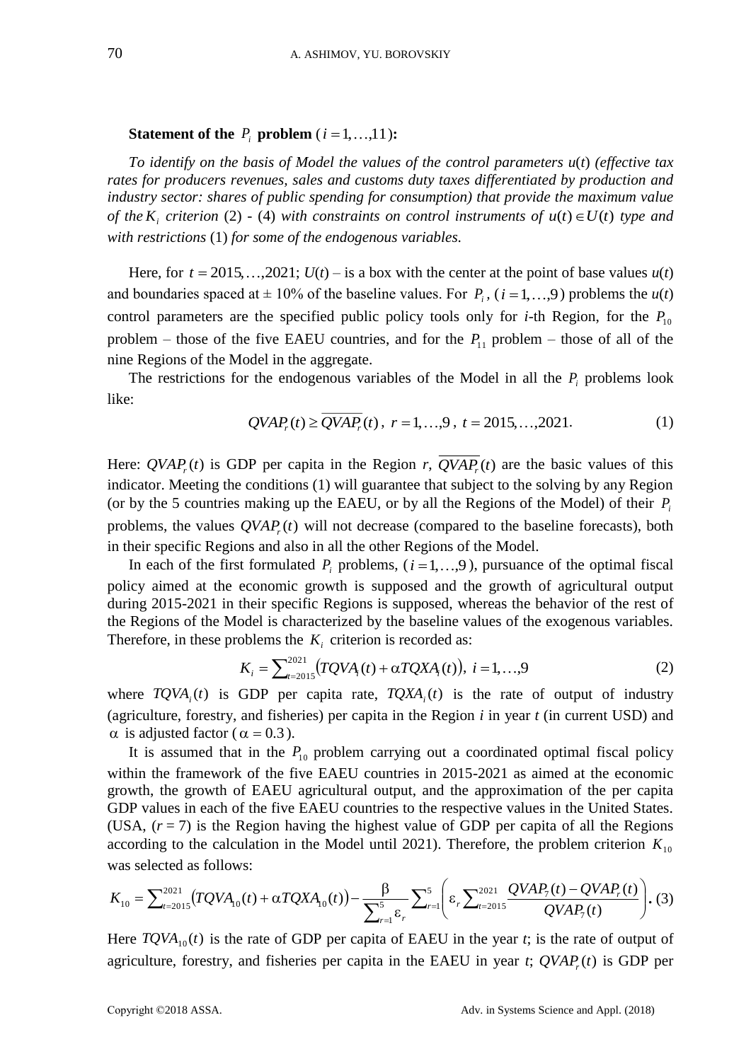**Statement of the $P_i$ problem ($i = 1,\ldots,11$):**

*To identify on the basis of Model the values of the control parameters u(t) (effective tax rates for producers revenues, sales and customs duty taxes differentiated by production and industry sector: shares of public spending for consumption) that provide the maximum value of the $K_i$ criterion* (2) - (4) *with constraints on control instruments of $u(t) \in U(t)$ type and with restrictions* (1) *for some of the endogenous variables.*

Here, for $t = 2015,\ldots,2021$; $U(t)$ – is a box with the center at the point of base values $u(t)$ and boundaries spaced at ± 10% of the baseline values. For $P_i$, ($i = 1,\ldots,9$) problems the $u(t)$ control parameters are the specified public policy tools only for *i*-th Region, for the $P_{10}$ problem – those of the five EAEU countries, and for the $P_{11}$ problem – those of all of the nine Regions of the Model in the aggregate.

The restrictions for the endogenous variables of the Model in all the $P_i$ problems look like:

$$QVAP_r(t) \geq \overline{QVAP_r}(t),\ r = 1,\ldots,9,\ t = 2015,\ldots,2021. \tag{1}$$

Here: $QVAP_r(t)$ is GDP per capita in the Region *r*, $\overline{QVAP_r}(t)$ are the basic values of this indicator. Meeting the conditions (1) will guarantee that subject to the solving by any Region (or by the 5 countries making up the EAEU, or by all the Regions of the Model) of their $P_i$ problems, the values $QVAP_r(t)$ will not decrease (compared to the baseline forecasts), both in their specific Regions and also in all the other Regions of the Model.

In each of the first formulated $P_i$ problems, ($i = 1,\ldots,9$), pursuance of the optimal fiscal policy aimed at the economic growth is supposed and the growth of agricultural output during 2015-2021 in their specific Regions is supposed, whereas the behavior of the rest of the Regions of the Model is characterized by the baseline values of the exogenous variables. Therefore, in these problems the $K_i$ criterion is recorded as:

$$K_i = \sum\nolimits_{t=2015}^{2021}\left(TQVA_i(t) + \alpha TQXA_i(t)\right),\ i = 1,\ldots,9 \tag{2}$$

where $TQVA_i(t)$ is GDP per capita rate, $TQXA_i(t)$ is the rate of output of industry (agriculture, forestry, and fisheries) per capita in the Region *i* in year *t* (in current USD) and $\alpha$ is adjusted factor ($\alpha = 0.3$).

It is assumed that in the $P_{10}$ problem carrying out a coordinated optimal fiscal policy within the framework of the five EAEU countries in 2015-2021 as aimed at the economic growth, the growth of EAEU agricultural output, and the approximation of the per capita GDP values in each of the five EAEU countries to the respective values in the United States. (USA, ($r = 7$) is the Region having the highest value of GDP per capita of all the Regions according to the calculation in the Model until 2021). Therefore, the problem criterion $K_{10}$ was selected as follows:

$$K_{10} = \sum\nolimits_{t=2015}^{2021}\left(TQVA_{10}(t) + \alpha TQXA_{10}(t)\right) - \frac{\beta}{\sum_{r=1}^{5}\varepsilon_r}\sum\nolimits_{r=1}^{5}\left(\varepsilon_r \sum\nolimits_{t=2015}^{2021}\frac{QVAP_7(t) - QVAP_r(t)}{QVAP_7(t)}\right). \tag{3}$$

Here $TQVA_{10}(t)$ is the rate of GDP per capita of EAEU in the year *t*; is the rate of output of agriculture, forestry, and fisheries per capita in the EAEU in year *t*; $QVAP_r(t)$ is GDP per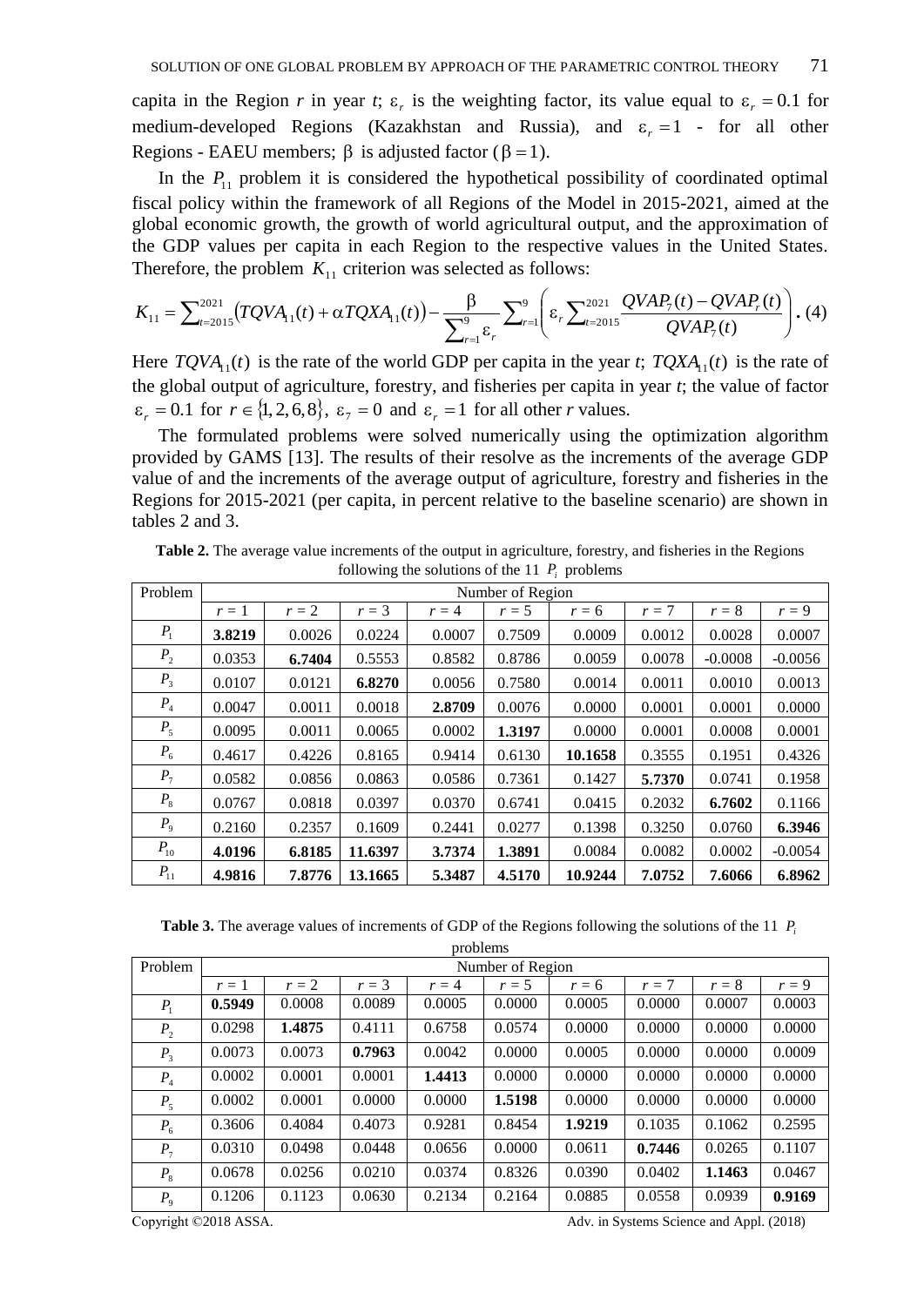capita in the Region $r$ in year $t$; $\varepsilon_r$ is the weighting factor, its value equal to $\varepsilon_r = 0.1$ for medium-developed Regions (Kazakhstan and Russia), and $\varepsilon_r = 1$ - for all other Regions - EAEU members; $\beta$ is adjusted factor ($\beta = 1$).

In the $P_{11}$ problem it is considered the hypothetical possibility of coordinated optimal fiscal policy within the framework of all Regions of the Model in 2015-2021, aimed at the global economic growth, the growth of world agricultural output, and the approximation of the GDP values per capita in each Region to the respective values in the United States. Therefore, the problem $K_{11}$ criterion was selected as follows:

$$K_{11} = \sum_{t=2015}^{2021} \left( TQVA_{11}(t) + \alpha TQXA_{11}(t) \right) - \frac{\beta}{\sum_{r=1}^{9} \varepsilon_r} \sum_{r=1}^{9} \left( \varepsilon_r \sum_{t=2015}^{2021} \frac{QVAP_7(t) - QVAP_r(t)}{QVAP_7(t)} \right). \quad (4)$$

Here $TQVA_{11}(t)$ is the rate of the world GDP per capita in the year $t$; $TQXA_{11}(t)$ is the rate of the global output of agriculture, forestry, and fisheries per capita in year $t$; the value of factor $\varepsilon_r = 0.1$ for $r \in \{1, 2, 6, 8\}$, $\varepsilon_7 = 0$ and $\varepsilon_r = 1$ for all other $r$ values.

The formulated problems were solved numerically using the optimization algorithm provided by GAMS [13]. The results of their resolve as the increments of the average GDP value of and the increments of the average output of agriculture, forestry and fisheries in the Regions for 2015-2021 (per capita, in percent relative to the baseline scenario) are shown in tables 2 and 3.

**Table 2.** The average value increments of the output in agriculture, forestry, and fisheries in the Regions following the solutions of the 11 $P_i$ problems

| Problem | Number of Region | | | | | | | | |
|---|---|---|---|---|---|---|---|---|---|
| | $r = 1$ | $r = 2$ | $r = 3$ | $r = 4$ | $r = 5$ | $r = 6$ | $r = 7$ | $r = 8$ | $r = 9$ |
| $P_1$ | **3.8219** | 0.0026 | 0.0224 | 0.0007 | 0.7509 | 0.0009 | 0.0012 | 0.0028 | 0.0007 |
| $P_2$ | 0.0353 | **6.7404** | 0.5553 | 0.8582 | 0.8786 | 0.0059 | 0.0078 | -0.0008 | -0.0056 |
| $P_3$ | 0.0107 | 0.0121 | **6.8270** | 0.0056 | 0.7580 | 0.0014 | 0.0011 | 0.0010 | 0.0013 |
| $P_4$ | 0.0047 | 0.0011 | 0.0018 | **2.8709** | 0.0076 | 0.0000 | 0.0001 | 0.0001 | 0.0000 |
| $P_5$ | 0.0095 | 0.0011 | 0.0065 | 0.0002 | **1.3197** | 0.0000 | 0.0001 | 0.0008 | 0.0001 |
| $P_6$ | 0.4617 | 0.4226 | 0.8165 | 0.9414 | 0.6130 | **10.1658** | 0.3555 | 0.1951 | 0.4326 |
| $P_7$ | 0.0582 | 0.0856 | 0.0863 | 0.0586 | 0.7361 | 0.1427 | **5.7370** | 0.0741 | 0.1958 |
| $P_8$ | 0.0767 | 0.0818 | 0.0397 | 0.0370 | 0.6741 | 0.0415 | 0.2032 | **6.7602** | 0.1166 |
| $P_9$ | 0.2160 | 0.2357 | 0.1609 | 0.2441 | 0.0277 | 0.1398 | 0.3250 | 0.0760 | **6.3946** |
| $P_{10}$ | **4.0196** | **6.8185** | **11.6397** | **3.7374** | **1.3891** | 0.0084 | 0.0082 | 0.0002 | -0.0054 |
| $P_{11}$ | **4.9816** | **7.8776** | **13.1665** | **5.3487** | **4.5170** | **10.9244** | **7.0752** | **7.6066** | **6.8962** |

**Table 3.** The average values of increments of GDP of the Regions following the solutions of the 11 $P_i$ problems

| Problem | Number of Region | | | | | | | | |
|---|---|---|---|---|---|---|---|---|---|
| | $r = 1$ | $r = 2$ | $r = 3$ | $r = 4$ | $r = 5$ | $r = 6$ | $r = 7$ | $r = 8$ | $r = 9$ |
| $P_1$ | **0.5949** | 0.0008 | 0.0089 | 0.0005 | 0.0000 | 0.0005 | 0.0000 | 0.0007 | 0.0003 |
| $P_2$ | 0.0298 | **1.4875** | 0.4111 | 0.6758 | 0.0574 | 0.0000 | 0.0000 | 0.0000 | 0.0000 |
| $P_3$ | 0.0073 | 0.0073 | **0.7963** | 0.0042 | 0.0000 | 0.0005 | 0.0000 | 0.0000 | 0.0009 |
| $P_4$ | 0.0002 | 0.0001 | 0.0001 | **1.4413** | 0.0000 | 0.0000 | 0.0000 | 0.0000 | 0.0000 |
| $P_5$ | 0.0002 | 0.0001 | 0.0000 | 0.0000 | **1.5198** | 0.0000 | 0.0000 | 0.0000 | 0.0000 |
| $P_6$ | 0.3606 | 0.4084 | 0.4073 | 0.9281 | 0.8454 | **1.9219** | 0.1035 | 0.1062 | 0.2595 |
| $P_7$ | 0.0310 | 0.0498 | 0.0448 | 0.0656 | 0.0000 | 0.0611 | **0.7446** | 0.0265 | 0.1107 |
| $P_8$ | 0.0678 | 0.0256 | 0.0210 | 0.0374 | 0.8326 | 0.0390 | 0.0402 | **1.1463** | 0.0467 |
| $P_9$ | 0.1206 | 0.1123 | 0.0630 | 0.2134 | 0.2164 | 0.0885 | 0.0558 | 0.0939 | **0.9169** |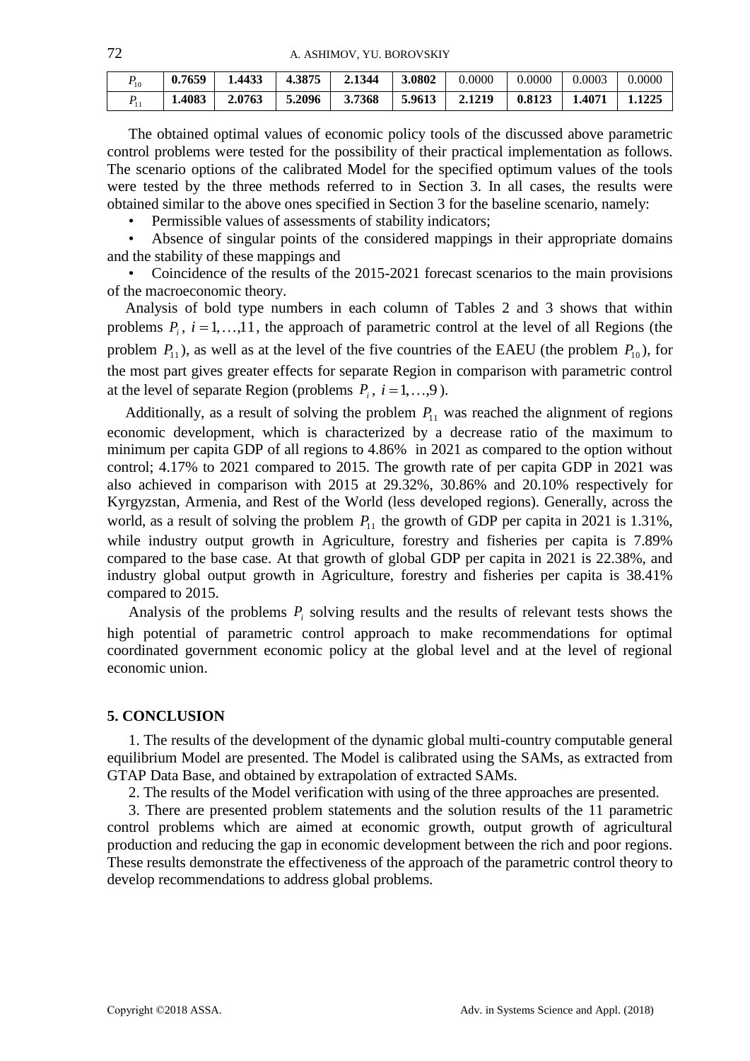| $P_{10}$ | **0.7659** | **1.4433** | **4.3875** | **2.1344** | **3.0802** | 0.0000 | 0.0000 | 0.0003 | 0.0000 |
|---|---|---|---|---|---|---|---|---|---|
| $P_{11}$ | **1.4083** | **2.0763** | **5.2096** | **3.7368** | **5.9613** | **2.1219** | **0.8123** | **1.4071** | **1.1225** |

The obtained optimal values of economic policy tools of the discussed above parametric control problems were tested for the possibility of their practical implementation as follows. The scenario options of the calibrated Model for the specified optimum values of the tools were tested by the three methods referred to in Section 3. In all cases, the results were obtained similar to the above ones specified in Section 3 for the baseline scenario, namely:

- Permissible values of assessments of stability indicators;
- Absence of singular points of the considered mappings in their appropriate domains and the stability of these mappings and
- Coincidence of the results of the 2015-2021 forecast scenarios to the main provisions of the macroeconomic theory.

Analysis of bold type numbers in each column of Tables 2 and 3 shows that within problems $P_i$, $i = 1, \ldots, 11$, the approach of parametric control at the level of all Regions (the problem $P_{11}$), as well as at the level of the five countries of the EAEU (the problem $P_{10}$), for the most part gives greater effects for separate Region in comparison with parametric control at the level of separate Region (problems $P_i$, $i = 1, \ldots, 9$).

Additionally, as a result of solving the problem $P_{11}$ was reached the alignment of regions economic development, which is characterized by a decrease ratio of the maximum to minimum per capita GDP of all regions to 4.86% in 2021 as compared to the option without control; 4.17% to 2021 compared to 2015. The growth rate of per capita GDP in 2021 was also achieved in comparison with 2015 at 29.32%, 30.86% and 20.10% respectively for Kyrgyzstan, Armenia, and Rest of the World (less developed regions). Generally, across the world, as a result of solving the problem $P_{11}$ the growth of GDP per capita in 2021 is 1.31%, while industry output growth in Agriculture, forestry and fisheries per capita is 7.89% compared to the base case. At that growth of global GDP per capita in 2021 is 22.38%, and industry global output growth in Agriculture, forestry and fisheries per capita is 38.41% compared to 2015.

Analysis of the problems $P_i$ solving results and the results of relevant tests shows the high potential of parametric control approach to make recommendations for optimal coordinated government economic policy at the global level and at the level of regional economic union.

## 5. CONCLUSION

1. The results of the development of the dynamic global multi-country computable general equilibrium Model are presented. The Model is calibrated using the SAMs, as extracted from GTAP Data Base, and obtained by extrapolation of extracted SAMs.

2. The results of the Model verification with using of the three approaches are presented.

3. There are presented problem statements and the solution results of the 11 parametric control problems which are aimed at economic growth, output growth of agricultural production and reducing the gap in economic development between the rich and poor regions. These results demonstrate the effectiveness of the approach of the parametric control theory to develop recommendations to address global problems.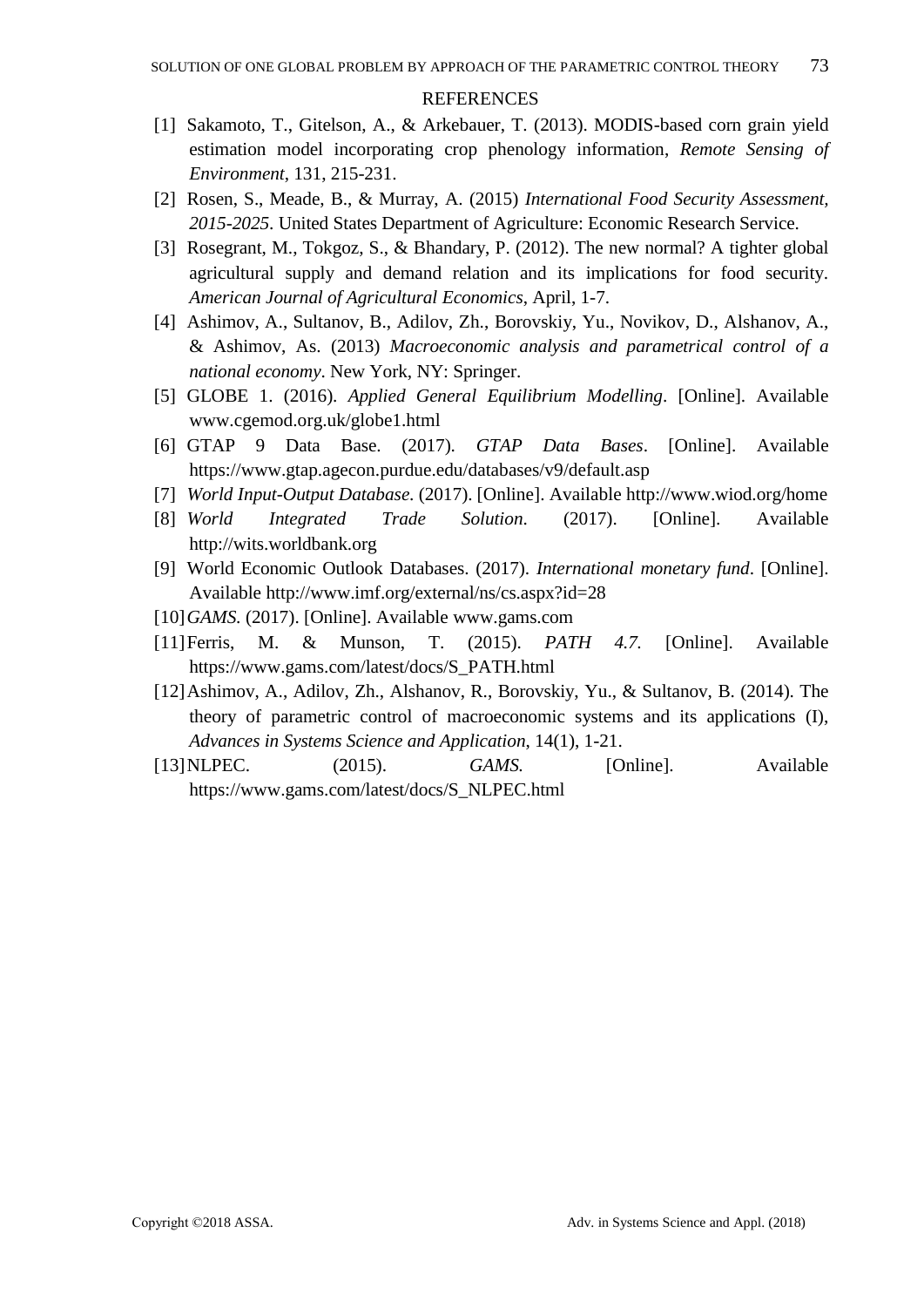## REFERENCES

[1] Sakamoto, T., Gitelson, A., & Arkebauer, T. (2013). MODIS-based corn grain yield estimation model incorporating crop phenology information, *Remote Sensing of Environment*, 131, 215-231.

[2] Rosen, S., Meade, B., & Murray, A. (2015) *International Food Security Assessment, 2015-2025*. United States Department of Agriculture: Economic Research Service.

[3] Rosegrant, M., Tokgoz, S., & Bhandary, P. (2012). The new normal? A tighter global agricultural supply and demand relation and its implications for food security. *American Journal of Agricultural Economics*, April, 1-7.

[4] Ashimov, A., Sultanov, B., Adilov, Zh., Borovskiy, Yu., Novikov, D., Alshanov, A., & Ashimov, As. (2013) *Macroeconomic analysis and parametrical control of a national economy*. New York, NY: Springer.

[5] GLOBE 1. (2016). *Applied General Equilibrium Modelling*. [Online]. Available www.cgemod.org.uk/globe1.html

[6] GTAP 9 Data Base. (2017). *GTAP Data Bases*. [Online]. Available https://www.gtap.agecon.purdue.edu/databases/v9/default.asp

[7] *World Input-Output Database.* (2017). [Online]. Available http://www.wiod.org/home

[8] *World Integrated Trade Solution.* (2017). [Online]. Available http://wits.worldbank.org

[9] World Economic Outlook Databases. (2017). *International monetary fund*. [Online]. Available http://www.imf.org/external/ns/cs.aspx?id=28

[10] *GAMS.* (2017). [Online]. Available www.gams.com

[11] Ferris, M. & Munson, T. (2015). *PATH 4.7.* [Online]. Available https://www.gams.com/latest/docs/S_PATH.html

[12] Ashimov, A., Adilov, Zh., Alshanov, R., Borovskiy, Yu., & Sultanov, B. (2014). The theory of parametric control of macroeconomic systems and its applications (I), *Advances in Systems Science and Application*, 14(1), 1-21.

[13] NLPEC. (2015). *GAMS.* [Online]. Available https://www.gams.com/latest/docs/S_NLPEC.html